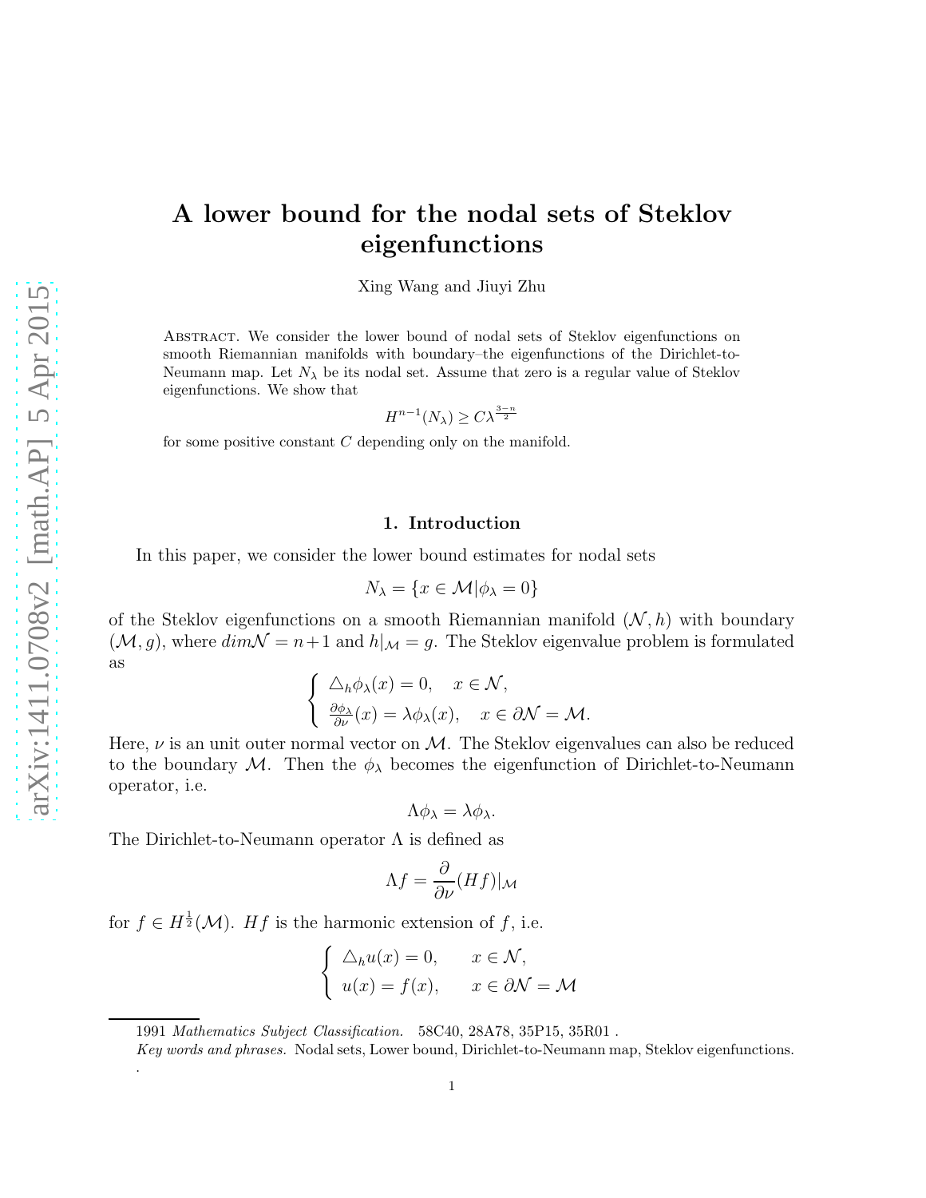# A lower bound for the nodal sets of Steklov eigenfunctions

Xing Wang and Jiuyi Zhu

Abstract. We consider the lower bound of nodal sets of Steklov eigenfunctions on smooth Riemannian manifolds with boundary–the eigenfunctions of the Dirichlet-to-Neumann map. Let $N_\lambda$ be its nodal set. Assume that zero is a regular value of Steklov eigenfunctions. We show that

$$H^{n-1}(N_\lambda) \geq C\lambda^{\frac{3-n}{2}}$$

for some positive constant $C$ depending only on the manifold.

## 1. Introduction

In this paper, we consider the lower bound estimates for nodal sets

$$N_\lambda = \{x \in \mathcal{M} | \phi_\lambda = 0\}$$

of the Steklov eigenfunctions on a smooth Riemannian manifold $(\mathcal{N}, h)$ with boundary $(\mathcal{M}, g)$, where $dim\mathcal{N} = n+1$ and $h|_{\mathcal{M}} = g$. The Steklov eigenvalue problem is formulated as

$$\begin{cases} \triangle_h \phi_\lambda(x) = 0, & x \in \mathcal{N}, \\ \frac{\partial \phi_\lambda}{\partial \nu}(x) = \lambda \phi_\lambda(x), & x \in \partial\mathcal{N} = \mathcal{M}. \end{cases}$$

Here, $\nu$ is an unit outer normal vector on $\mathcal{M}$. The Steklov eigenvalues can also be reduced to the boundary $\mathcal{M}$. Then the $\phi_\lambda$ becomes the eigenfunction of Dirichlet-to-Neumann operator, i.e.

$$\Lambda\phi_\lambda = \lambda\phi_\lambda.$$

The Dirichlet-to-Neumann operator $\Lambda$ is defined as

$$\Lambda f = \frac{\partial}{\partial \nu}(Hf)|_{\mathcal{M}}$$

for $f \in H^{\frac{1}{2}}(\mathcal{M})$. $Hf$ is the harmonic extension of $f$, i.e.

$$\begin{cases} \triangle_h u(x) = 0, & x \in \mathcal{N}, \\ u(x) = f(x), & x \in \partial\mathcal{N} = \mathcal{M} \end{cases}$$

1991 *Mathematics Subject Classification.* 58C40, 28A78, 35P15, 35R01 .

*Key words and phrases.* Nodal sets, Lower bound, Dirichlet-to-Neumann map, Steklov eigenfunctions.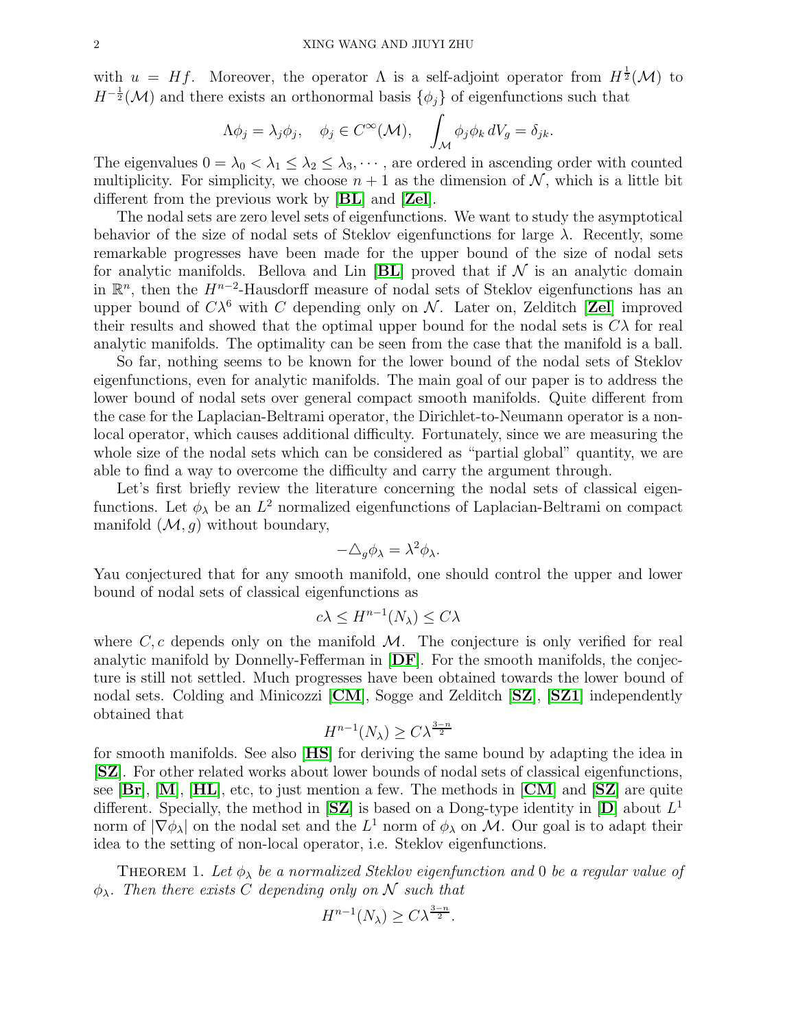with $u = Hf$. Moreover, the operator $\Lambda$ is a self-adjoint operator from $H^{\frac{1}{2}}(\mathcal{M})$ to $H^{-\frac{1}{2}}(\mathcal{M})$ and there exists an orthonormal basis $\{\phi_j\}$ of eigenfunctions such that

$$\Lambda \phi_j = \lambda_j \phi_j, \quad \phi_j \in C^\infty(\mathcal{M}), \quad \int_{\mathcal{M}} \phi_j \phi_k \, dV_g = \delta_{jk}.$$

The eigenvalues $0 = \lambda_0 < \lambda_1 \leq \lambda_2 \leq \lambda_3, \cdots$, are ordered in ascending order with counted multiplicity. For simplicity, we choose $n+1$ as the dimension of $\mathcal{N}$, which is a little bit different from the previous work by [**BL**] and [**Zel**].

The nodal sets are zero level sets of eigenfunctions. We want to study the asymptotical behavior of the size of nodal sets of Steklov eigenfunctions for large $\lambda$. Recently, some remarkable progresses have been made for the upper bound of the size of nodal sets for analytic manifolds. Bellova and Lin [**BL**] proved that if $\mathcal{N}$ is an analytic domain in $\mathbb{R}^n$, then the $H^{n-2}$-Hausdorff measure of nodal sets of Steklov eigenfunctions has an upper bound of $C\lambda^6$ with $C$ depending only on $\mathcal{N}$. Later on, Zelditch [**Zel**] improved their results and showed that the optimal upper bound for the nodal sets is $C\lambda$ for real analytic manifolds. The optimality can be seen from the case that the manifold is a ball.

So far, nothing seems to be known for the lower bound of the nodal sets of Steklov eigenfunctions, even for analytic manifolds. The main goal of our paper is to address the lower bound of nodal sets over general compact smooth manifolds. Quite different from the case for the Laplacian-Beltrami operator, the Dirichlet-to-Neumann operator is a non-local operator, which causes additional difficulty. Fortunately, since we are measuring the whole size of the nodal sets which can be considered as "partial global" quantity, we are able to find a way to overcome the difficulty and carry the argument through.

Let's first briefly review the literature concerning the nodal sets of classical eigenfunctions. Let $\phi_\lambda$ be an $L^2$ normalized eigenfunctions of Laplacian-Beltrami on compact manifold $(\mathcal{M}, g)$ without boundary,

$$-\triangle_g \phi_\lambda = \lambda^2 \phi_\lambda.$$

Yau conjectured that for any smooth manifold, one should control the upper and lower bound of nodal sets of classical eigenfunctions as

$$c\lambda \leq H^{n-1}(N_\lambda) \leq C\lambda$$

where $C, c$ depends only on the manifold $\mathcal{M}$. The conjecture is only verified for real analytic manifold by Donnelly-Fefferman in [**DF**]. For the smooth manifolds, the conjecture is still not settled. Much progresses have been obtained towards the lower bound of nodal sets. Colding and Minicozzi [**CM**], Sogge and Zelditch [**SZ**], [**SZ1**] independently obtained that

$$H^{n-1}(N_\lambda) \geq C\lambda^{\frac{3-n}{2}}$$

for smooth manifolds. See also [**HS**] for deriving the same bound by adapting the idea in [**SZ**]. For other related works about lower bounds of nodal sets of classical eigenfunctions, see [**Br**], [**M**], [**HL**], etc, to just mention a few. The methods in [**CM**] and [**SZ**] are quite different. Specially, the method in [**SZ**] is based on a Dong-type identity in [**D**] about $L^1$ norm of $|\nabla \phi_\lambda|$ on the nodal set and the $L^1$ norm of $\phi_\lambda$ on $\mathcal{M}$. Our goal is to adapt their idea to the setting of non-local operator, i.e. Steklov eigenfunctions.

THEOREM 1. *Let $\phi_\lambda$ be a normalized Steklov eigenfunction and 0 be a regular value of $\phi_\lambda$. Then there exists $C$ depending only on $\mathcal{N}$ such that*

$$H^{n-1}(N_\lambda) \geq C\lambda^{\frac{3-n}{2}}.$$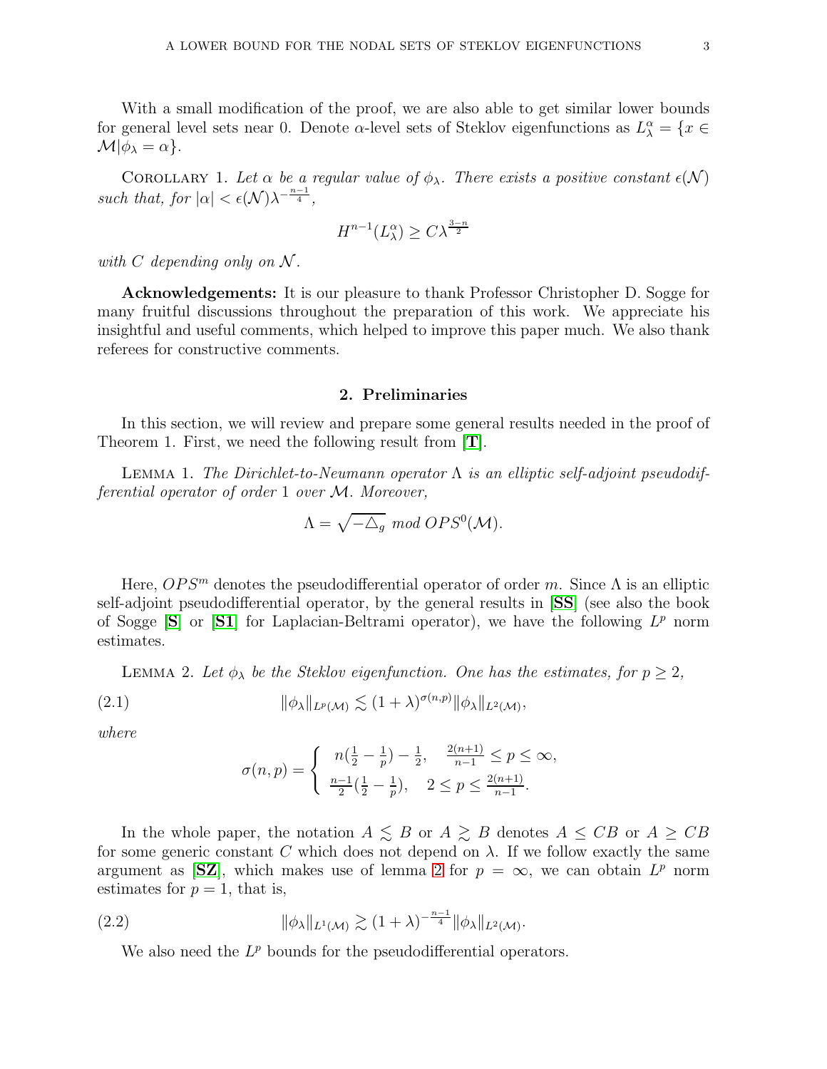With a small modification of the proof, we are also able to get similar lower bounds for general level sets near 0. Denote $\alpha$-level sets of Steklov eigenfunctions as $L_\lambda^\alpha = \{x \in \mathcal{M} | \phi_\lambda = \alpha\}$.

Corollary 1. *Let $\alpha$ be a regular value of $\phi_\lambda$. There exists a positive constant $\epsilon(\mathcal{N})$ such that, for $|\alpha| < \epsilon(\mathcal{N})\lambda^{-\frac{n-1}{4}}$,*

$$H^{n-1}(L_\lambda^\alpha) \geq C\lambda^{\frac{3-n}{2}}$$

*with $C$ depending only on $\mathcal{N}$.*

**Acknowledgements:** It is our pleasure to thank Professor Christopher D. Sogge for many fruitful discussions throughout the preparation of this work. We appreciate his insightful and useful comments, which helped to improve this paper much. We also thank referees for constructive comments.

## 2. Preliminaries

In this section, we will review and prepare some general results needed in the proof of Theorem 1. First, we need the following result from [**T**].

Lemma 1. *The Dirichlet-to-Neumann operator $\Lambda$ is an elliptic self-adjoint pseudodifferential operator of order 1 over $\mathcal{M}$. Moreover,*

$$\Lambda = \sqrt{-\triangle_g} \ \textit{mod}\ OPS^0(\mathcal{M}).$$

Here, $OPS^m$ denotes the pseudodifferential operator of order $m$. Since $\Lambda$ is an elliptic self-adjoint pseudodifferential operator, by the general results in [**SS**] (see also the book of Sogge [**S**] or [**S1**] for Laplacian-Beltrami operator), we have the following $L^p$ norm estimates.

Lemma 2. *Let $\phi_\lambda$ be the Steklov eigenfunction. One has the estimates, for $p \geq 2$,*

$$\|\phi_\lambda\|_{L^p(\mathcal{M})} \lesssim (1+\lambda)^{\sigma(n,p)} \|\phi_\lambda\|_{L^2(\mathcal{M})}, \tag{2.1}$$

*where*

$$\sigma(n,p) = \begin{cases} n(\frac{1}{2} - \frac{1}{p}) - \frac{1}{2}, & \frac{2(n+1)}{n-1} \leq p \leq \infty, \\ \frac{n-1}{2}(\frac{1}{2} - \frac{1}{p}), & 2 \leq p \leq \frac{2(n+1)}{n-1}. \end{cases}$$

In the whole paper, the notation $A \lesssim B$ or $A \gtrsim B$ denotes $A \leq CB$ or $A \geq CB$ for some generic constant $C$ which does not depend on $\lambda$. If we follow exactly the same argument as [**SZ**], which makes use of lemma 2 for $p = \infty$, we can obtain $L^p$ norm estimates for $p = 1$, that is,

$$\|\phi_\lambda\|_{L^1(\mathcal{M})} \gtrsim (1+\lambda)^{-\frac{n-1}{4}} \|\phi_\lambda\|_{L^2(\mathcal{M})}. \tag{2.2}$$

We also need the $L^p$ bounds for the pseudodifferential operators.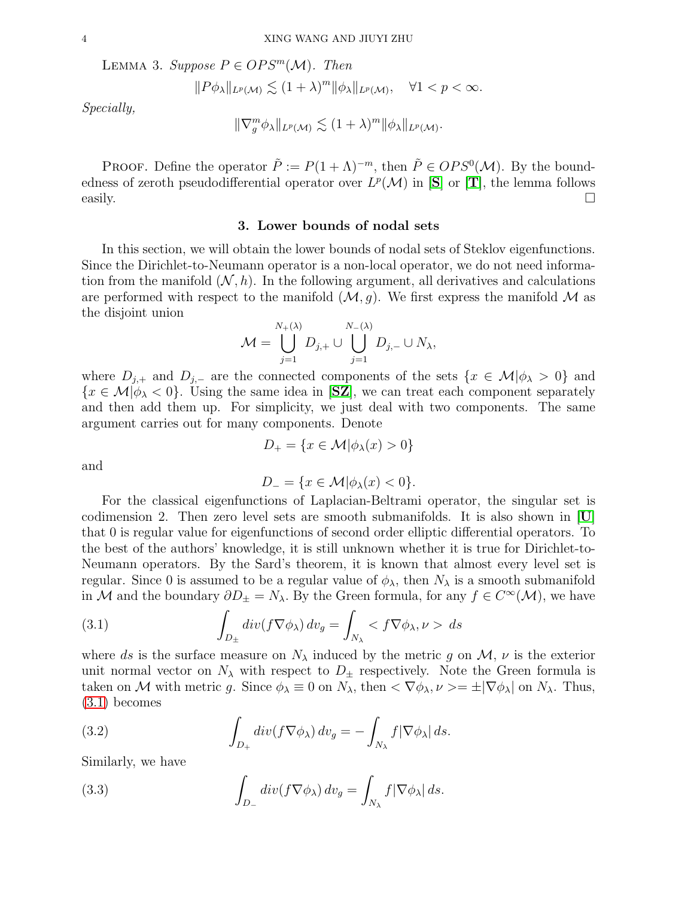LEMMA 3. *Suppose $P \in OPS^m(\mathcal{M})$. Then*

$$\|P\phi_\lambda\|_{L^p(\mathcal{M})} \lesssim (1+\lambda)^m \|\phi_\lambda\|_{L^p(\mathcal{M})}, \quad \forall 1 < p < \infty.$$

*Specially,*

$$\|\nabla_g^m \phi_\lambda\|_{L^p(\mathcal{M})} \lesssim (1+\lambda)^m \|\phi_\lambda\|_{L^p(\mathcal{M})}.$$

PROOF. Define the operator $\tilde{P} := P(1+\Lambda)^{-m}$, then $\tilde{P} \in OPS^0(\mathcal{M})$. By the boundedness of zeroth pseudodifferential operator over $L^p(\mathcal{M})$ in [**S**] or [**T**], the lemma follows easily. □

## 3. Lower bounds of nodal sets

In this section, we will obtain the lower bounds of nodal sets of Steklov eigenfunctions. Since the Dirichlet-to-Neumann operator is a non-local operator, we do not need information from the manifold $(\mathcal{N}, h)$. In the following argument, all derivatives and calculations are performed with respect to the manifold $(\mathcal{M}, g)$. We first express the manifold $\mathcal{M}$ as the disjoint union

$$\mathcal{M} = \bigcup_{j=1}^{N_+(\lambda)} D_{j,+} \cup \bigcup_{j=1}^{N_-(\lambda)} D_{j,-} \cup N_\lambda,$$

where $D_{j,+}$ and $D_{j,-}$ are the connected components of the sets $\{x \in \mathcal{M} | \phi_\lambda > 0\}$ and $\{x \in \mathcal{M} | \phi_\lambda < 0\}$. Using the same idea in [**SZ**], we can treat each component separately and then add them up. For simplicity, we just deal with two components. The same argument carries out for many components. Denote

$$D_+ = \{x \in \mathcal{M} | \phi_\lambda(x) > 0\}$$

and

$$D_- = \{x \in \mathcal{M} | \phi_\lambda(x) < 0\}.$$

For the classical eigenfunctions of Laplacian-Beltrami operator, the singular set is codimension 2. Then zero level sets are smooth submanifolds. It is also shown in [**U**] that 0 is regular value for eigenfunctions of second order elliptic differential operators. To the best of the authors' knowledge, it is still unknown whether it is true for Dirichlet-to-Neumann operators. By the Sard's theorem, it is known that almost every level set is regular. Since 0 is assumed to be a regular value of $\phi_\lambda$, then $N_\lambda$ is a smooth submanifold in $\mathcal{M}$ and the boundary $\partial D_\pm = N_\lambda$. By the Green formula, for any $f \in C^\infty(\mathcal{M})$, we have

$$\int_{D_\pm} div(f\nabla\phi_\lambda)\, dv_g = \int_{N_\lambda} < f\nabla\phi_\lambda, \nu > \, ds \tag{3.1}$$

where $ds$ is the surface measure on $N_\lambda$ induced by the metric $g$ on $\mathcal{M}$, $\nu$ is the exterior unit normal vector on $N_\lambda$ with respect to $D_\pm$ respectively. Note the Green formula is taken on $\mathcal{M}$ with metric $g$. Since $\phi_\lambda \equiv 0$ on $N_\lambda$, then $< \nabla\phi_\lambda, \nu >= \pm|\nabla\phi_\lambda|$ on $N_\lambda$. Thus, (3.1) becomes

$$\int_{D_+} div(f\nabla\phi_\lambda)\, dv_g = -\int_{N_\lambda} f|\nabla\phi_\lambda|\, ds. \tag{3.2}$$

Similarly, we have

$$\int_{D_-} div(f\nabla\phi_\lambda)\, dv_g = \int_{N_\lambda} f|\nabla\phi_\lambda|\, ds. \tag{3.3}$$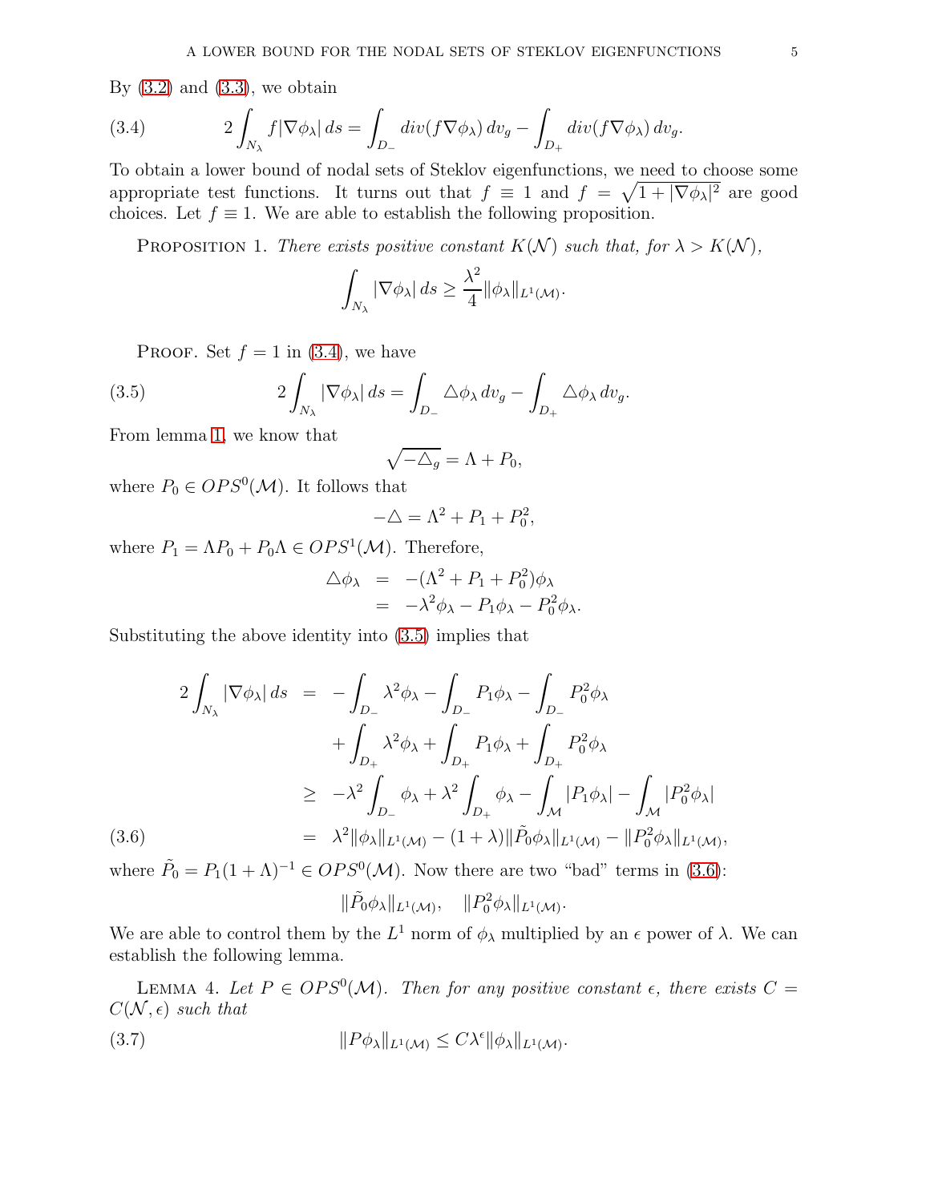By (3.2) and (3.3), we obtain

$$2\int_{N_\lambda} f|\nabla\phi_\lambda|\,ds = \int_{D_-} div(f\nabla\phi_\lambda)\,dv_g - \int_{D_+} div(f\nabla\phi_\lambda)\,dv_g. \tag{3.4}$$

To obtain a lower bound of nodal sets of Steklov eigenfunctions, we need to choose some appropriate test functions. It turns out that $f \equiv 1$ and $f = \sqrt{1+|\nabla\phi_\lambda|^2}$ are good choices. Let $f \equiv 1$. We are able to establish the following proposition.

Proposition 1. *There exists positive constant $K(\mathcal{N})$ such that, for $\lambda > K(\mathcal{N})$,*

$$\int_{N_\lambda} |\nabla\phi_\lambda|\,ds \geq \frac{\lambda^2}{4}\|\phi_\lambda\|_{L^1(\mathcal{M})}.$$

Proof. Set $f = 1$ in (3.4), we have

$$2\int_{N_\lambda} |\nabla\phi_\lambda|\,ds = \int_{D_-} \triangle\phi_\lambda\,dv_g - \int_{D_+} \triangle\phi_\lambda\,dv_g. \tag{3.5}$$

From lemma 1, we know that

$$\sqrt{-\triangle_g} = \Lambda + P_0,$$

where $P_0 \in OPS^0(\mathcal{M})$. It follows that

$$-\triangle = \Lambda^2 + P_1 + P_0^2,$$

where $P_1 = \Lambda P_0 + P_0\Lambda \in OPS^1(\mathcal{M})$. Therefore,

$$\begin{aligned}
\triangle\phi_\lambda &= -(\Lambda^2 + P_1 + P_0^2)\phi_\lambda \\
&= -\lambda^2\phi_\lambda - P_1\phi_\lambda - P_0^2\phi_\lambda.
\end{aligned}$$

Substituting the above identity into (3.5) implies that

$$\begin{aligned}
2\int_{N_\lambda} |\nabla\phi_\lambda|\,ds &= -\int_{D_-} \lambda^2\phi_\lambda - \int_{D_-} P_1\phi_\lambda - \int_{D_-} P_0^2\phi_\lambda \\
&\quad + \int_{D_+} \lambda^2\phi_\lambda + \int_{D_+} P_1\phi_\lambda + \int_{D_+} P_0^2\phi_\lambda \\
&\geq -\lambda^2\int_{D_-}\phi_\lambda + \lambda^2\int_{D_+}\phi_\lambda - \int_{\mathcal{M}}|P_1\phi_\lambda| - \int_{\mathcal{M}}|P_0^2\phi_\lambda| \\
&= \lambda^2\|\phi_\lambda\|_{L^1(\mathcal{M})} - (1+\lambda)\|\tilde{P}_0\phi_\lambda\|_{L^1(\mathcal{M})} - \|P_0^2\phi_\lambda\|_{L^1(\mathcal{M})},
\end{aligned} \tag{3.6}$$

where $\tilde{P}_0 = P_1(1+\Lambda)^{-1} \in OPS^0(\mathcal{M})$. Now there are two "bad" terms in (3.6):

$$\|\tilde{P}_0\phi_\lambda\|_{L^1(\mathcal{M})}, \quad \|P_0^2\phi_\lambda\|_{L^1(\mathcal{M})}.$$

We are able to control them by the $L^1$ norm of $\phi_\lambda$ multiplied by an $\epsilon$ power of $\lambda$. We can establish the following lemma.

Lemma 4. *Let $P \in OPS^0(\mathcal{M})$. Then for any positive constant $\epsilon$, there exists $C = C(\mathcal{N},\epsilon)$ such that*

$$\|P\phi_\lambda\|_{L^1(\mathcal{M})} \leq C\lambda^\epsilon\|\phi_\lambda\|_{L^1(\mathcal{M})}. \tag{3.7}$$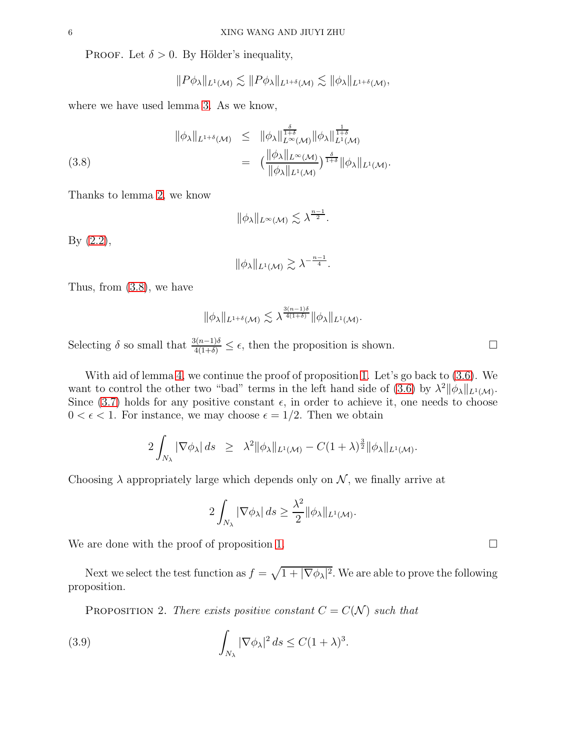PROOF. Let $\delta > 0$. By Hölder's inequality,

$$\|P\phi_\lambda\|_{L^1(\mathcal{M})} \lesssim \|P\phi_\lambda\|_{L^{1+\delta}(\mathcal{M})} \lesssim \|\phi_\lambda\|_{L^{1+\delta}(\mathcal{M})},$$

where we have used lemma 3. As we know,

$$\begin{aligned}
\|\phi_\lambda\|_{L^{1+\delta}(\mathcal{M})} &\leq \|\phi_\lambda\|^{\frac{\delta}{1+\delta}}_{L^\infty(\mathcal{M})} \|\phi_\lambda\|^{\frac{1}{1+\delta}}_{L^1(\mathcal{M})} \\
&= \big(\frac{\|\phi_\lambda\|_{L^\infty(\mathcal{M})}}{\|\phi_\lambda\|_{L^1(\mathcal{M})}}\big)^{\frac{\delta}{1+\delta}} \|\phi_\lambda\|_{L^1(\mathcal{M})}.
\end{aligned} \tag{3.8}$$

Thanks to lemma 2, we know

$$\|\phi_\lambda\|_{L^\infty(\mathcal{M})} \lesssim \lambda^{\frac{n-1}{2}}.$$

By (2.2),

$$\|\phi_\lambda\|_{L^1(\mathcal{M})} \gtrsim \lambda^{-\frac{n-1}{4}}.$$

Thus, from (3.8), we have

$$\|\phi_\lambda\|_{L^{1+\delta}(\mathcal{M})} \lesssim \lambda^{\frac{3(n-1)\delta}{4(1+\delta)}} \|\phi_\lambda\|_{L^1(\mathcal{M})}.$$

Selecting $\delta$ so small that $\frac{3(n-1)\delta}{4(1+\delta)} \leq \epsilon$, then the proposition is shown. □

With aid of lemma 4, we continue the proof of proposition 1. Let's go back to (3.6). We want to control the other two "bad" terms in the left hand side of (3.6) by $\lambda^2 \|\phi_\lambda\|_{L^1(\mathcal{M})}$. Since (3.7) holds for any positive constant $\epsilon$, in order to achieve it, one needs to choose $0 < \epsilon < 1$. For instance, we may choose $\epsilon = 1/2$. Then we obtain

$$2\int_{N_\lambda} |\nabla\phi_\lambda|\, ds \;\; \geq \;\; \lambda^2 \|\phi_\lambda\|_{L^1(\mathcal{M})} - C(1+\lambda)^{\frac{3}{2}} \|\phi_\lambda\|_{L^1(\mathcal{M})}.$$

Choosing $\lambda$ appropriately large which depends only on $\mathcal{N}$, we finally arrive at

$$2\int_{N_\lambda} |\nabla\phi_\lambda|\, ds \geq \frac{\lambda^2}{2} \|\phi_\lambda\|_{L^1(\mathcal{M})}.$$

We are done with the proof of proposition 1. □

Next we select the test function as $f = \sqrt{1 + |\nabla\phi_\lambda|^2}$. We are able to prove the following proposition.

PROPOSITION 2. *There exists positive constant $C = C(\mathcal{N})$ such that*

$$\int_{N_\lambda} |\nabla\phi_\lambda|^2\, ds \leq C(1+\lambda)^3. \tag{3.9}$$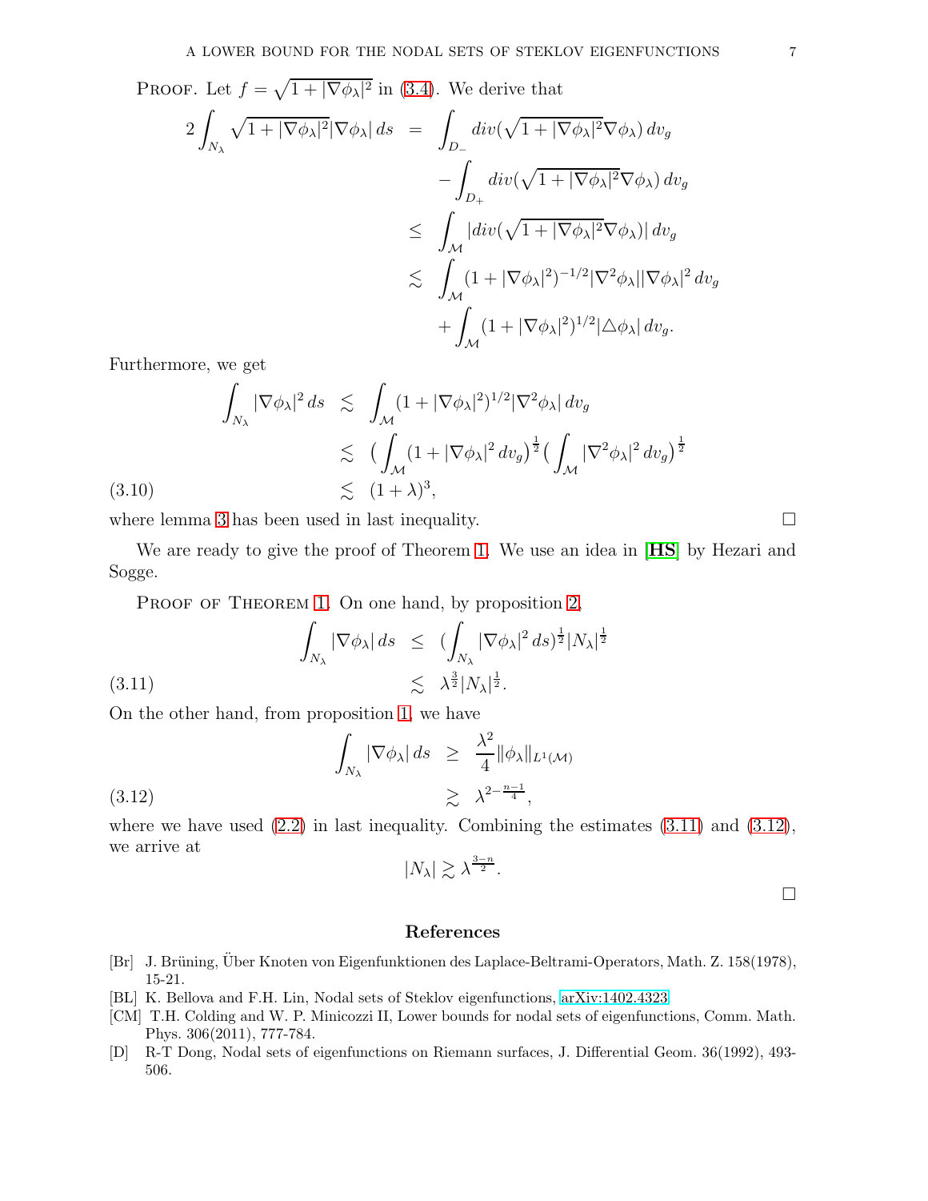PROOF. Let $f = \sqrt{1+|\nabla\phi_\lambda|^2}$ in (3.4). We derive that

$$
\begin{aligned}
2\int_{N_\lambda} \sqrt{1+|\nabla\phi_\lambda|^2}|\nabla\phi_\lambda|\, ds &= \int_{D_-} div(\sqrt{1+|\nabla\phi_\lambda|^2}\nabla\phi_\lambda)\, dv_g \\
&\quad - \int_{D_+} div(\sqrt{1+|\nabla\phi_\lambda|^2}\nabla\phi_\lambda)\, dv_g \\
&\le \int_{\mathcal{M}} |div(\sqrt{1+|\nabla\phi_\lambda|^2}\nabla\phi_\lambda)|\, dv_g \\
&\lesssim \int_{\mathcal{M}} (1+|\nabla\phi_\lambda|^2)^{-1/2}|\nabla^2\phi_\lambda||\nabla\phi_\lambda|^2\, dv_g \\
&\quad + \int_{\mathcal{M}} (1+|\nabla\phi_\lambda|^2)^{1/2}|\triangle\phi_\lambda|\, dv_g.
\end{aligned}
$$

Furthermore, we get

$$
\begin{aligned}
\int_{N_\lambda} |\nabla\phi_\lambda|^2\, ds &\lesssim \int_{\mathcal{M}} (1+|\nabla\phi_\lambda|^2)^{1/2}|\nabla^2\phi_\lambda|\, dv_g \\
&\lesssim \Big(\int_{\mathcal{M}} (1+|\nabla\phi_\lambda|^2\, dv_g\Big)^{\frac{1}{2}}\Big(\int_{\mathcal{M}} |\nabla^2\phi_\lambda|^2\, dv_g\Big)^{\frac{1}{2}} \\
&\lesssim (1+\lambda)^3, \qquad (3.10)
\end{aligned}
$$

where lemma 3 has been used in last inequality. □

We are ready to give the proof of Theorem 1. We use an idea in [**HS**] by Hezari and Sogge.

PROOF OF THEOREM 1. On one hand, by proposition 2,

$$
\begin{aligned}
\int_{N_\lambda} |\nabla\phi_\lambda|\, ds &\le \Big(\int_{N_\lambda} |\nabla\phi_\lambda|^2\, ds\Big)^{\frac{1}{2}}|N_\lambda|^{\frac{1}{2}} \\
&\lesssim \lambda^{\frac{3}{2}}|N_\lambda|^{\frac{1}{2}}. \qquad (3.11)
\end{aligned}
$$

On the other hand, from proposition 1, we have

$$
\begin{aligned}
\int_{N_\lambda} |\nabla\phi_\lambda|\, ds &\ge \frac{\lambda^2}{4}\|\phi_\lambda\|_{L^1(\mathcal{M})} \\
&\gtrsim \lambda^{2-\frac{n-1}{4}}, \qquad (3.12)
\end{aligned}
$$

where we have used (2.2) in last inequality. Combining the estimates (3.11) and (3.12), we arrive at

$$
|N_\lambda| \gtrsim \lambda^{\frac{3-n}{2}}.
$$

□

## References

[Br] J. Brüning, Über Knoten von Eigenfunktionen des Laplace-Beltrami-Operators, Math. Z. 158(1978), 15-21.

[BL] K. Bellova and F.H. Lin, Nodal sets of Steklov eigenfunctions, arXiv:1402.4323

[CM] T.H. Colding and W. P. Minicozzi II, Lower bounds for nodal sets of eigenfunctions, Comm. Math. Phys. 306(2011), 777-784.

[D] R-T Dong, Nodal sets of eigenfunctions on Riemann surfaces, J. Differential Geom. 36(1992), 493-506.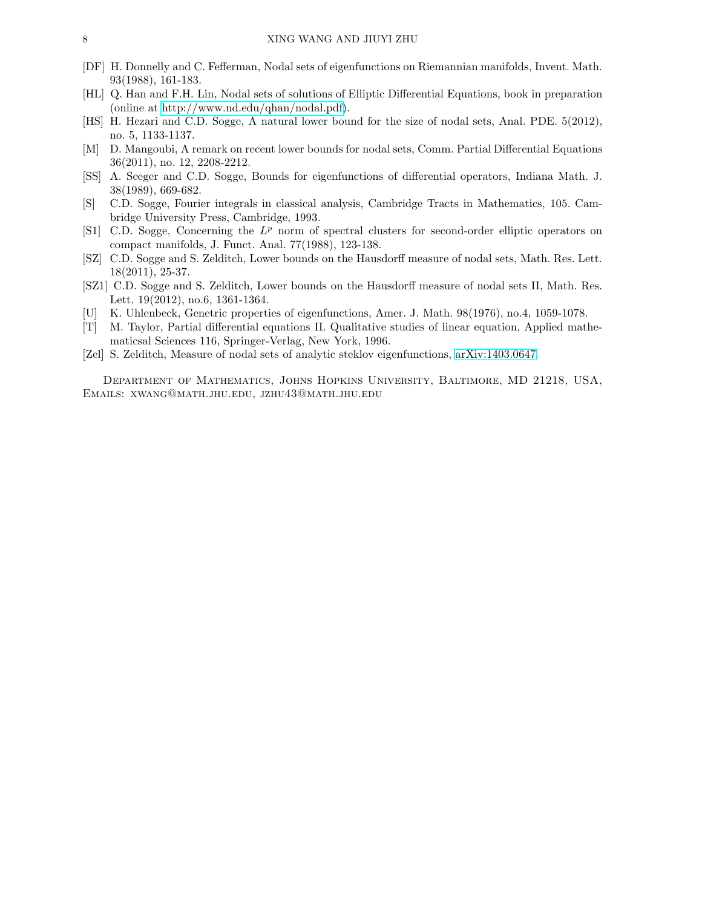- [DF] H. Donnelly and C. Fefferman, Nodal sets of eigenfunctions on Riemannian manifolds, Invent. Math. 93(1988), 161-183.
- [HL] Q. Han and F.H. Lin, Nodal sets of solutions of Elliptic Differential Equations, book in preparation (online at http://www.nd.edu/qhan/nodal.pdf).
- [HS] H. Hezari and C.D. Sogge, A natural lower bound for the size of nodal sets, Anal. PDE. 5(2012), no. 5, 1133-1137.
- [M] D. Mangoubi, A remark on recent lower bounds for nodal sets, Comm. Partial Differential Equations 36(2011), no. 12, 2208-2212.
- [SS] A. Seeger and C.D. Sogge, Bounds for eigenfunctions of differential operators, Indiana Math. J. 38(1989), 669-682.
- [S] C.D. Sogge, Fourier integrals in classical analysis, Cambridge Tracts in Mathematics, 105. Cambridge University Press, Cambridge, 1993.
- [S1] C.D. Sogge, Concerning the $L^p$ norm of spectral clusters for second-order elliptic operators on compact manifolds, J. Funct. Anal. 77(1988), 123-138.
- [SZ] C.D. Sogge and S. Zelditch, Lower bounds on the Hausdorff measure of nodal sets, Math. Res. Lett. 18(2011), 25-37.
- [SZ1] C.D. Sogge and S. Zelditch, Lower bounds on the Hausdorff measure of nodal sets II, Math. Res. Lett. 19(2012), no.6, 1361-1364.
- [U] K. Uhlenbeck, Genetric properties of eigenfunctions, Amer. J. Math. 98(1976), no.4, 1059-1078.
- [T] M. Taylor, Partial differential equations II. Qualitative studies of linear equation, Applied mathematicsal Sciences 116, Springer-Verlag, New York, 1996.
- [Zel] S. Zelditch, Measure of nodal sets of analytic steklov eigenfunctions, arXiv:1403.0647

Department of Mathematics, Johns Hopkins University, Baltimore, MD 21218, USA, Emails: xwang@math.jhu.edu, jzhu43@math.jhu.edu